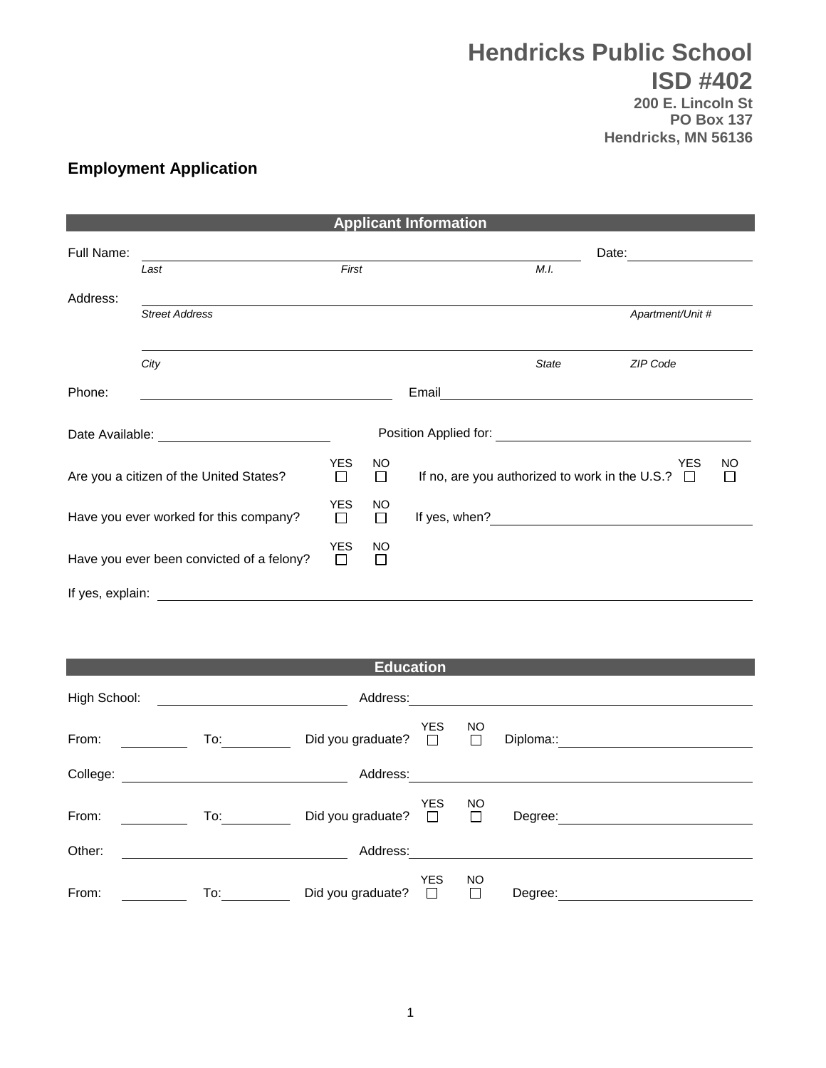# Hendricks Public School
# ISD #402

**200 E. Lincoln St**
**PO Box 137**
**Hendricks, MN 56136**

## Employment Application

### Applicant Information

Full Name: ____________________________________________ Date: ______________

*Last* *First* *M.I.*

Address: ____________________________________________

*Street Address* *Apartment/Unit #*

____________________________________________

*City* *State* *ZIP Code*

Phone: ______________________ Email ______________________

Date Available: ______________ Position Applied for: ______________________

Are you a citizen of the United States? YES ☐ NO ☐ If no, are you authorized to work in the U.S.? YES ☐ NO ☐

Have you ever worked for this company? YES ☐ NO ☐ If yes, when? ______________________

Have you ever been convicted of a felony? YES ☐ NO ☐

If yes, explain: ____________________________________________

### Education

High School: ______________ Address: ______________________

From: ________ To: ________ Did you graduate? YES ☐ NO ☐ Diploma:: ______________

College: ______________ Address: ______________________

From: ________ To: ________ Did you graduate? YES ☐ NO ☐ Degree: ______________

Other: ______________ Address: ______________________

From: ________ To: ________ Did you graduate? YES ☐ NO ☐ Degree: ______________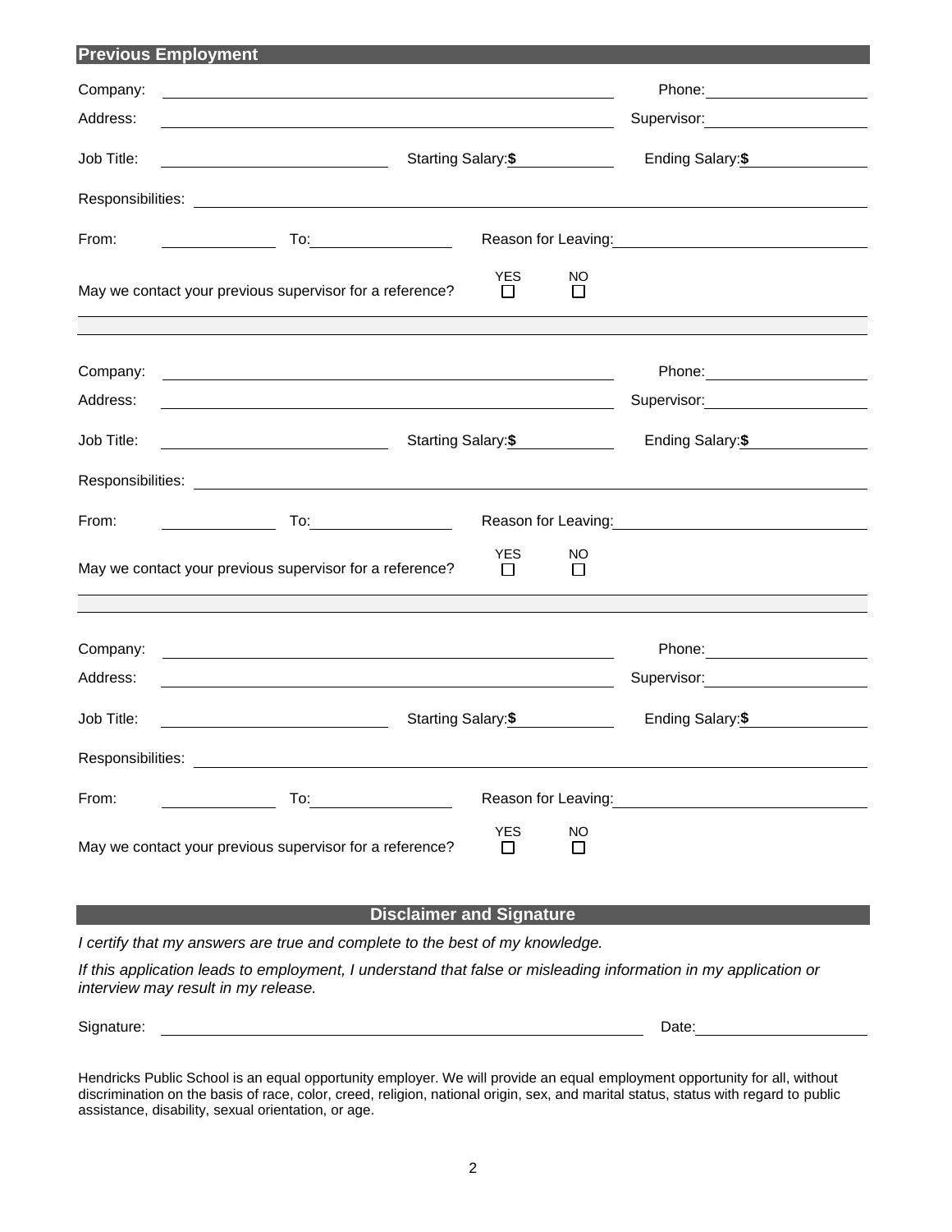## Previous Employment

Company: ____________________ Phone: ____________

Address: ____________________ Supervisor: ____________

Job Title: ____________ Starting Salary: $ ________ Ending Salary: $ ________

Responsibilities: ____________________

From: ________ To: ________ Reason for Leaving: ____________

May we contact your previous supervisor for a reference? YES ☐ NO ☐

---

Company: ____________________ Phone: ____________

Address: ____________________ Supervisor: ____________

Job Title: ____________ Starting Salary: $ ________ Ending Salary: $ ________

Responsibilities: ____________________

From: ________ To: ________ Reason for Leaving: ____________

May we contact your previous supervisor for a reference? YES ☐ NO ☐

---

Company: ____________________ Phone: ____________

Address: ____________________ Supervisor: ____________

Job Title: ____________ Starting Salary: $ ________ Ending Salary: $ ________

Responsibilities: ____________________

From: ________ To: ________ Reason for Leaving: ____________

May we contact your previous supervisor for a reference? YES ☐ NO ☐

## Disclaimer and Signature

*I certify that my answers are true and complete to the best of my knowledge.*

*If this application leads to employment, I understand that false or misleading information in my application or interview may result in my release.*

Signature: ____________________ Date: ____________

Hendricks Public School is an equal opportunity employer. We will provide an equal employment opportunity for all, without discrimination on the basis of race, color, creed, religion, national origin, sex, and marital status, status with regard to public assistance, disability, sexual orientation, or age.